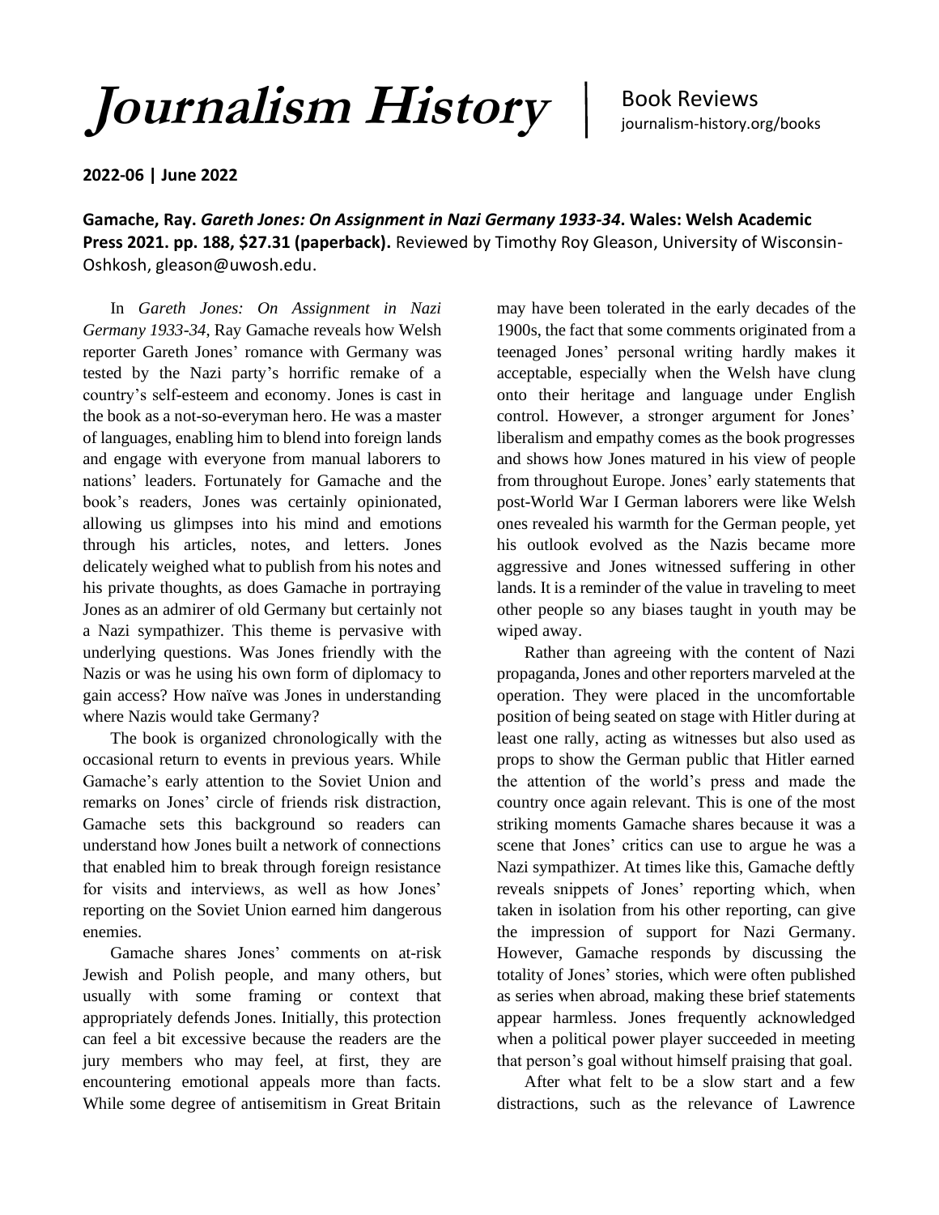# *Journalism History* | Book Reviews

journalism-history.org/books

**2022-06 | June 2022**

**Gamache, Ray. *Gareth Jones: On Assignment in Nazi Germany 1933-34*. Wales: Welsh Academic Press 2021. pp. 188, $27.31 (paperback).** Reviewed by Timothy Roy Gleason, University of Wisconsin-Oshkosh, gleason@uwosh.edu.

In *Gareth Jones: On Assignment in Nazi Germany 1933-34*, Ray Gamache reveals how Welsh reporter Gareth Jones' romance with Germany was tested by the Nazi party's horrific remake of a country's self-esteem and economy. Jones is cast in the book as a not-so-everyman hero. He was a master of languages, enabling him to blend into foreign lands and engage with everyone from manual laborers to nations' leaders. Fortunately for Gamache and the book's readers, Jones was certainly opinionated, allowing us glimpses into his mind and emotions through his articles, notes, and letters. Jones delicately weighed what to publish from his notes and his private thoughts, as does Gamache in portraying Jones as an admirer of old Germany but certainly not a Nazi sympathizer. This theme is pervasive with underlying questions. Was Jones friendly with the Nazis or was he using his own form of diplomacy to gain access? How naïve was Jones in understanding where Nazis would take Germany?

The book is organized chronologically with the occasional return to events in previous years. While Gamache's early attention to the Soviet Union and remarks on Jones' circle of friends risk distraction, Gamache sets this background so readers can understand how Jones built a network of connections that enabled him to break through foreign resistance for visits and interviews, as well as how Jones' reporting on the Soviet Union earned him dangerous enemies.

Gamache shares Jones' comments on at-risk Jewish and Polish people, and many others, but usually with some framing or context that appropriately defends Jones. Initially, this protection can feel a bit excessive because the readers are the jury members who may feel, at first, they are encountering emotional appeals more than facts. While some degree of antisemitism in Great Britain may have been tolerated in the early decades of the 1900s, the fact that some comments originated from a teenaged Jones' personal writing hardly makes it acceptable, especially when the Welsh have clung onto their heritage and language under English control. However, a stronger argument for Jones' liberalism and empathy comes as the book progresses and shows how Jones matured in his view of people from throughout Europe. Jones' early statements that post-World War I German laborers were like Welsh ones revealed his warmth for the German people, yet his outlook evolved as the Nazis became more aggressive and Jones witnessed suffering in other lands. It is a reminder of the value in traveling to meet other people so any biases taught in youth may be wiped away.

Rather than agreeing with the content of Nazi propaganda, Jones and other reporters marveled at the operation. They were placed in the uncomfortable position of being seated on stage with Hitler during at least one rally, acting as witnesses but also used as props to show the German public that Hitler earned the attention of the world's press and made the country once again relevant. This is one of the most striking moments Gamache shares because it was a scene that Jones' critics can use to argue he was a Nazi sympathizer. At times like this, Gamache deftly reveals snippets of Jones' reporting which, when taken in isolation from his other reporting, can give the impression of support for Nazi Germany. However, Gamache responds by discussing the totality of Jones' stories, which were often published as series when abroad, making these brief statements appear harmless. Jones frequently acknowledged when a political power player succeeded in meeting that person's goal without himself praising that goal.

After what felt to be a slow start and a few distractions, such as the relevance of Lawrence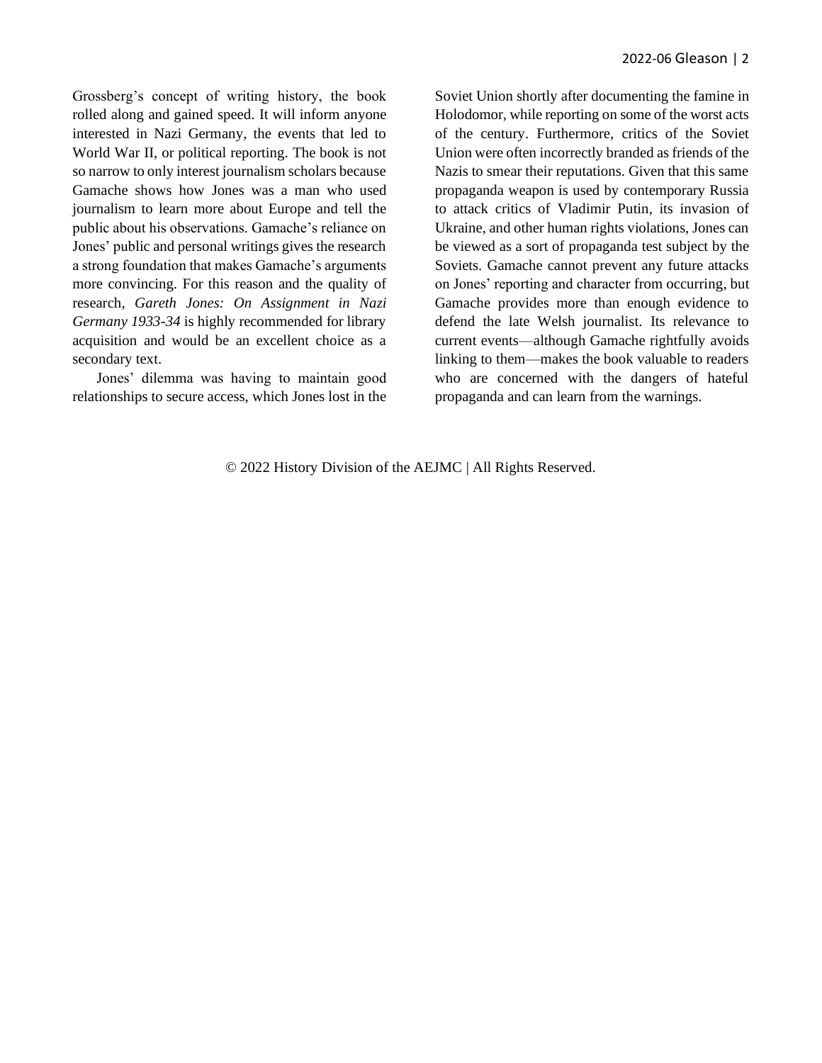Grossberg's concept of writing history, the book rolled along and gained speed. It will inform anyone interested in Nazi Germany, the events that led to World War II, or political reporting. The book is not so narrow to only interest journalism scholars because Gamache shows how Jones was a man who used journalism to learn more about Europe and tell the public about his observations. Gamache's reliance on Jones' public and personal writings gives the research a strong foundation that makes Gamache's arguments more convincing. For this reason and the quality of research, *Gareth Jones: On Assignment in Nazi Germany 1933-34* is highly recommended for library acquisition and would be an excellent choice as a secondary text.

Jones' dilemma was having to maintain good relationships to secure access, which Jones lost in the Soviet Union shortly after documenting the famine in Holodomor, while reporting on some of the worst acts of the century. Furthermore, critics of the Soviet Union were often incorrectly branded as friends of the Nazis to smear their reputations. Given that this same propaganda weapon is used by contemporary Russia to attack critics of Vladimir Putin, its invasion of Ukraine, and other human rights violations, Jones can be viewed as a sort of propaganda test subject by the Soviets. Gamache cannot prevent any future attacks on Jones' reporting and character from occurring, but Gamache provides more than enough evidence to defend the late Welsh journalist. Its relevance to current events—although Gamache rightfully avoids linking to them—makes the book valuable to readers who are concerned with the dangers of hateful propaganda and can learn from the warnings.

© 2022 History Division of the AEJMC | All Rights Reserved.